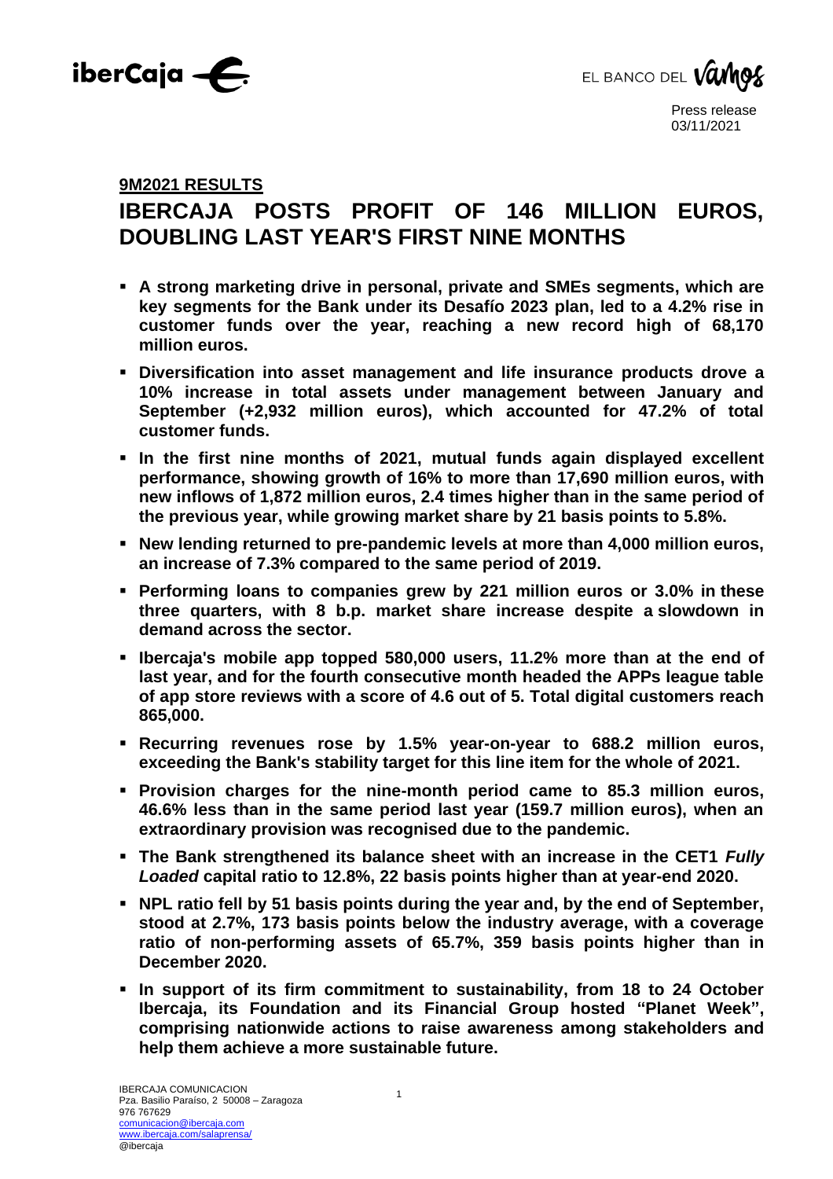Press release
03/11/2021

**9M2021 RESULTS**

# IBERCAJA POSTS PROFIT OF 146 MILLION EUROS, DOUBLING LAST YEAR'S FIRST NINE MONTHS

- **A strong marketing drive in personal, private and SMEs segments, which are key segments for the Bank under its Desafío 2023 plan, led to a 4.2% rise in customer funds over the year, reaching a new record high of 68,170 million euros.**
- **Diversification into asset management and life insurance products drove a 10% increase in total assets under management between January and September (+2,932 million euros), which accounted for 47.2% of total customer funds.**
- **In the first nine months of 2021, mutual funds again displayed excellent performance, showing growth of 16% to more than 17,690 million euros, with new inflows of 1,872 million euros, 2.4 times higher than in the same period of the previous year, while growing market share by 21 basis points to 5.8%.**
- **New lending returned to pre-pandemic levels at more than 4,000 million euros, an increase of 7.3% compared to the same period of 2019.**
- **Performing loans to companies grew by 221 million euros or 3.0% in these three quarters, with 8 b.p. market share increase despite a slowdown in demand across the sector.**
- **Ibercaja's mobile app topped 580,000 users, 11.2% more than at the end of last year, and for the fourth consecutive month headed the APPs league table of app store reviews with a score of 4.6 out of 5. Total digital customers reach 865,000.**
- **Recurring revenues rose by 1.5% year-on-year to 688.2 million euros, exceeding the Bank's stability target for this line item for the whole of 2021.**
- **Provision charges for the nine-month period came to 85.3 million euros, 46.6% less than in the same period last year (159.7 million euros), when an extraordinary provision was recognised due to the pandemic.**
- **The Bank strengthened its balance sheet with an increase in the CET1 *Fully Loaded* capital ratio to 12.8%, 22 basis points higher than at year-end 2020.**
- **NPL ratio fell by 51 basis points during the year and, by the end of September, stood at 2.7%, 173 basis points below the industry average, with a coverage ratio of non-performing assets of 65.7%, 359 basis points higher than in December 2020.**
- **In support of its firm commitment to sustainability, from 18 to 24 October Ibercaja, its Foundation and its Financial Group hosted "Planet Week", comprising nationwide actions to raise awareness among stakeholders and help them achieve a more sustainable future.**

IBERCAJA COMUNICACION
Pza. Basilio Paraíso, 2 50008 – Zaragoza
976 767629
comunicacion@ibercaja.com
www.ibercaja.com/salaprensa/
@ibercaja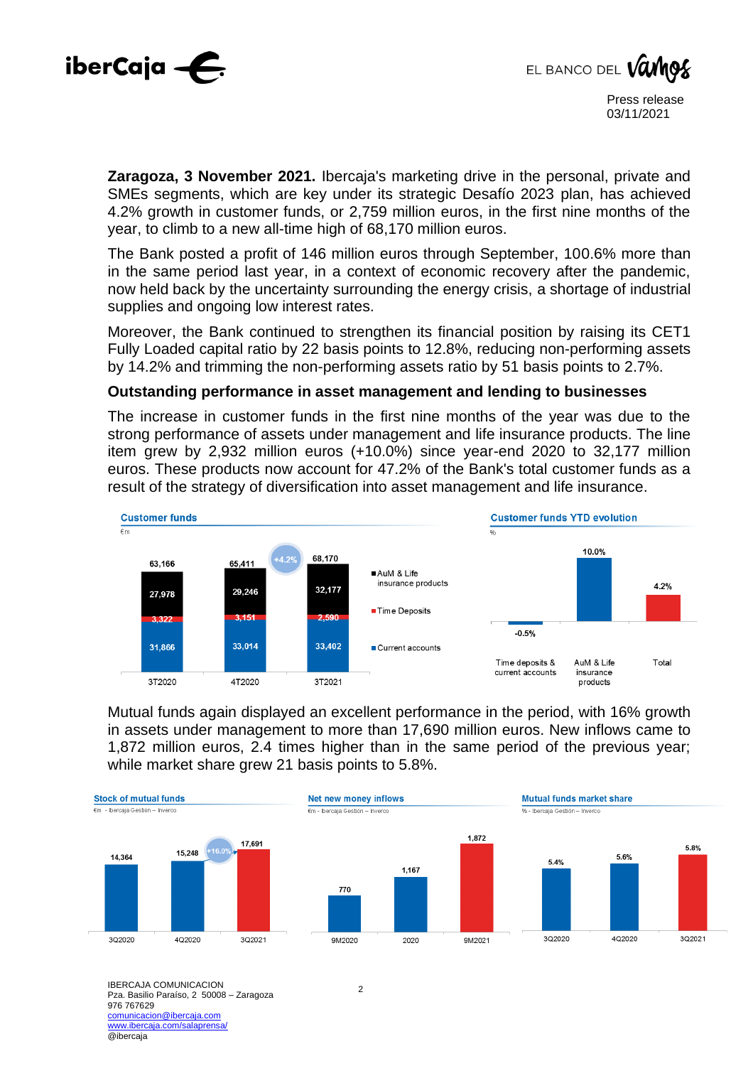**Zaragoza, 3 November 2021.** Ibercaja's marketing drive in the personal, private and SMEs segments, which are key under its strategic Desafío 2023 plan, has achieved 4.2% growth in customer funds, or 2,759 million euros, in the first nine months of the year, to climb to a new all-time high of 68,170 million euros.

The Bank posted a profit of 146 million euros through September, 100.6% more than in the same period last year, in a context of economic recovery after the pandemic, now held back by the uncertainty surrounding the energy crisis, a shortage of industrial supplies and ongoing low interest rates.

Moreover, the Bank continued to strengthen its financial position by raising its CET1 Fully Loaded capital ratio by 22 basis points to 12.8%, reducing non-performing assets by 14.2% and trimming the non-performing assets ratio by 51 basis points to 2.7%.

## Outstanding performance in asset management and lending to businesses

The increase in customer funds in the first nine months of the year was due to the strong performance of assets under management and life insurance products. The line item grew by 2,932 million euros (+10.0%) since year-end 2020 to 32,177 million euros. These products now account for 47.2% of the Bank's total customer funds as a result of the strategy of diversification into asset management and life insurance.

**Customer funds** (€m)

| | 3T2020 | 4T2020 | 3T2021 |
|---|---|---|---|
| AuM & Life insurance products | 27,978 | 29,246 | 32,177 |
| Time Deposits | 3,322 | 3,151 | 2,590 |
| Current accounts | 31,866 | 33,014 | 33,402 |
| Total | 63,166 | 65,411 | 68,170 (+4.2%) |

**Customer funds YTD evolution** (%)

| Time deposits & current accounts | AuM & Life insurance products | Total |
|---|---|---|
| -0.5% | 10.0% | 4.2% |

Mutual funds again displayed an excellent performance in the period, with 16% growth in assets under management to more than 17,690 million euros. New inflows came to 1,872 million euros, 2.4 times higher than in the same period of the previous year; while market share grew 21 basis points to 5.8%.

**Stock of mutual funds** (€m - Ibercaja Gestión – Inverco)

| 3Q2020 | 4Q2020 | 3Q2021 |
|---|---|---|
| 14,364 | 15,248 | 17,691 (+16.0%) |

**Net new money inflows** (€m - Ibercaja Gestión – Inverco)

| 9M2020 | 2020 | 9M2021 |
|---|---|---|
| 770 | 1,167 | 1,872 |

**Mutual funds market share** (% - Ibercaja Gestión – Inverco)

| 3Q2020 | 4Q2020 | 3Q2021 |
|---|---|---|
| 5.4% | 5.6% | 5.8% |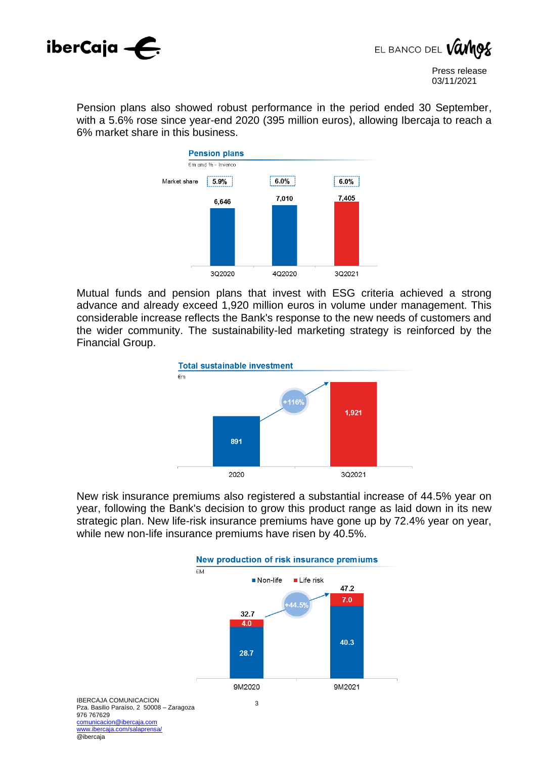Pension plans also showed robust performance in the period ended 30 September, with a 5.6% rose since year-end 2020 (395 million euros), allowing Ibercaja to reach a 6% market share in this business.

**Pension plans**

€m and % - Inverco

| | 3Q2020 | 4Q2020 | 3Q2021 |
|---|---|---|---|
| Market share | 5.9% | 6.0% | 6.0% |
| Volume | 6,646 | 7,010 | 7,405 |

Mutual funds and pension plans that invest with ESG criteria achieved a strong advance and already exceed 1,920 million euros in volume under management. This considerable increase reflects the Bank's response to the new needs of customers and the wider community. The sustainability-led marketing strategy is reinforced by the Financial Group.

**Total sustainable investment**

€m

| 2020 | 3Q2021 |
|---|---|
| 891 | 1,921 |

+116%

New risk insurance premiums also registered a substantial increase of 44.5% year on year, following the Bank's decision to grow this product range as laid down in its new strategic plan. New life-risk insurance premiums have gone up by 72.4% year on year, while new non-life insurance premiums have risen by 40.5%.

**New production of risk insurance premiums**

€M

| | 9M2020 | 9M2021 |
|---|---|---|
| Non-life | 28.7 | 40.3 |
| Life risk | 4.0 | 7.0 |
| Total | 32.7 | 47.2 |

+44.5%

IBERCAJA COMUNICACION
Pza. Basilio Paraíso, 2 50008 – Zaragoza
976 767629
comunicacion@ibercaja.com
www.ibercaja.com/salaprensa/
@ibercaja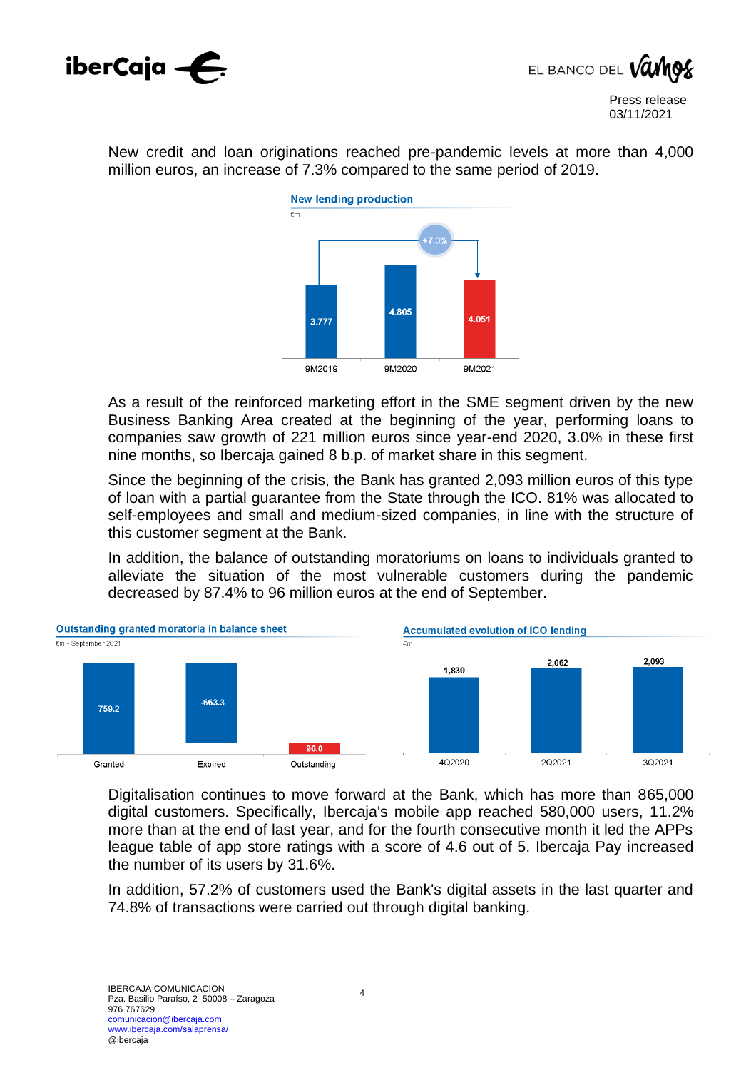New credit and loan originations reached pre-pandemic levels at more than 4,000 million euros, an increase of 7.3% compared to the same period of 2019.

**New lending production**

€m

| | 9M2019 | 9M2020 | 9M2021 |
|---|---|---|---|
| New lending production | 3.777 | 4.805 | 4.051 |

+7.3%

As a result of the reinforced marketing effort in the SME segment driven by the new Business Banking Area created at the beginning of the year, performing loans to companies saw growth of 221 million euros since year-end 2020, 3.0% in these first nine months, so Ibercaja gained 8 b.p. of market share in this segment.

Since the beginning of the crisis, the Bank has granted 2,093 million euros of this type of loan with a partial guarantee from the State through the ICO. 81% was allocated to self-employees and small and medium-sized companies, in line with the structure of this customer segment at the Bank.

In addition, the balance of outstanding moratoriums on loans to individuals granted to alleviate the situation of the most vulnerable customers during the pandemic decreased by 87.4% to 96 million euros at the end of September.

**Outstanding granted moratoria in balance sheet**

€m - September 2021

| Granted | Expired | Outstanding |
|---|---|---|
| 759.2 | -663.3 | 96.0 |

**Accumulated evolution of ICO lending**

€m

| 4Q2020 | 2Q2021 | 3Q2021 |
|---|---|---|
| 1,830 | 2,062 | 2,093 |

Digitalisation continues to move forward at the Bank, which has more than 865,000 digital customers. Specifically, Ibercaja's mobile app reached 580,000 users, 11.2% more than at the end of last year, and for the fourth consecutive month it led the APPs league table of app store ratings with a score of 4.6 out of 5. Ibercaja Pay increased the number of its users by 31.6%.

In addition, 57.2% of customers used the Bank's digital assets in the last quarter and 74.8% of transactions were carried out through digital banking.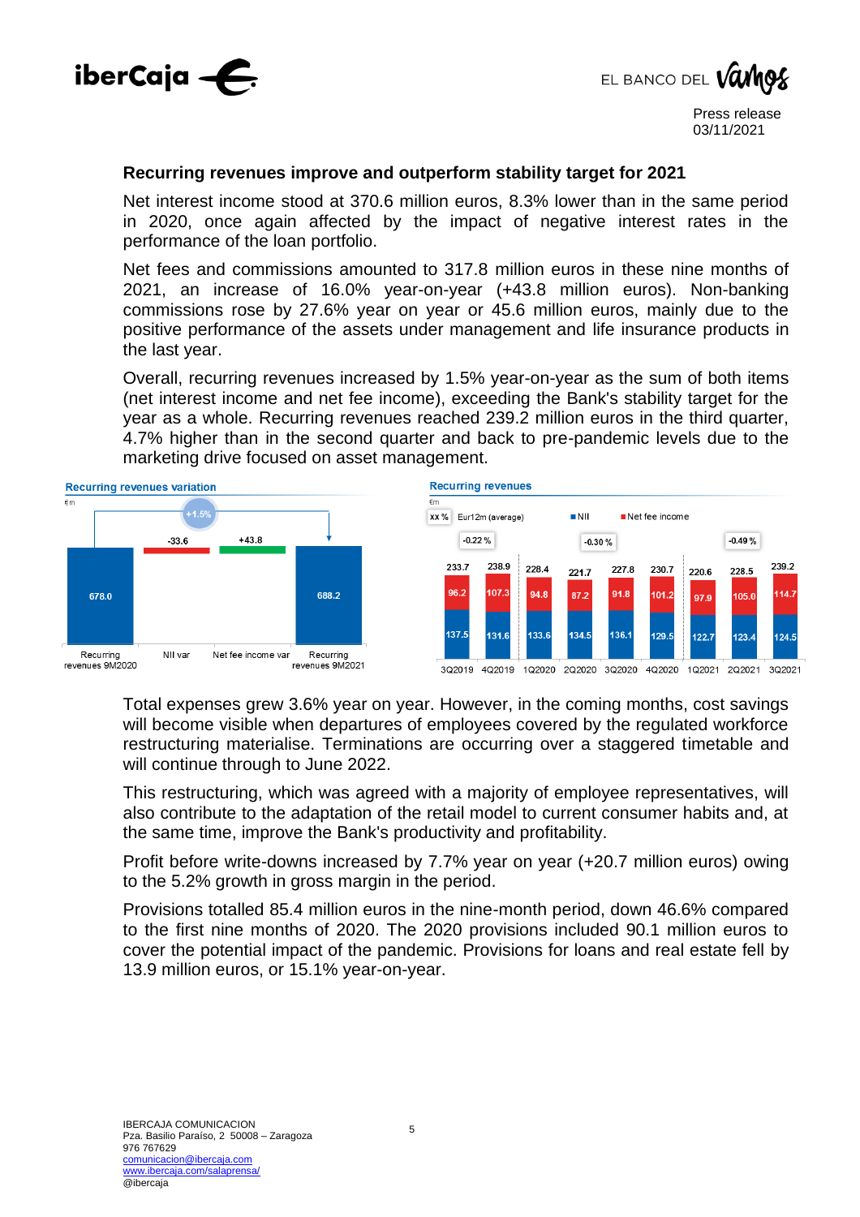## Recurring revenues improve and outperform stability target for 2021

Net interest income stood at 370.6 million euros, 8.3% lower than in the same period in 2020, once again affected by the impact of negative interest rates in the performance of the loan portfolio.

Net fees and commissions amounted to 317.8 million euros in these nine months of 2021, an increase of 16.0% year-on-year (+43.8 million euros). Non-banking commissions rose by 27.6% year on year or 45.6 million euros, mainly due to the positive performance of the assets under management and life insurance products in the last year.

Overall, recurring revenues increased by 1.5% year-on-year as the sum of both items (net interest income and net fee income), exceeding the Bank's stability target for the year as a whole. Recurring revenues reached 239.2 million euros in the third quarter, 4.7% higher than in the second quarter and back to pre-pandemic levels due to the marketing drive focused on asset management.

**Recurring revenues variation**

€m

| Recurring revenues 9M2020 | NII var | Net fee income var | Recurring revenues 9M2021 |
|---|---|---|---|
| 678.0 | -33.6 | +43.8 | 688.2 |

+1.5%

**Recurring revenues**

€m

| | 3Q2019 | 4Q2019 | 1Q2020 | 2Q2020 | 3Q2020 | 4Q2020 | 1Q2021 | 2Q2021 | 3Q2021 |
|---|---|---|---|---|---|---|---|---|---|
| Total | 233.7 | 238.9 | 228.4 | 221.7 | 227.8 | 230.7 | 220.6 | 228.5 | 239.2 |
| Net fee income | 96.2 | 107.3 | 94.8 | 87.2 | 91.8 | 101.2 | 97.9 | 105.0 | 114.7 |
| NII | 137.5 | 131.6 | 133.6 | 134.5 | 136.1 | 129.5 | 122.7 | 123.4 | 124.5 |

xx % Eur12m (average): 2019: -0.22 %; 2020: -0.30 %; 2021: -0.49 %

Total expenses grew 3.6% year on year. However, in the coming months, cost savings will become visible when departures of employees covered by the regulated workforce restructuring materialise. Terminations are occurring over a staggered timetable and will continue through to June 2022.

This restructuring, which was agreed with a majority of employee representatives, will also contribute to the adaptation of the retail model to current consumer habits and, at the same time, improve the Bank's productivity and profitability.

Profit before write-downs increased by 7.7% year on year (+20.7 million euros) owing to the 5.2% growth in gross margin in the period.

Provisions totalled 85.4 million euros in the nine-month period, down 46.6% compared to the first nine months of 2020. The 2020 provisions included 90.1 million euros to cover the potential impact of the pandemic. Provisions for loans and real estate fell by 13.9 million euros, or 15.1% year-on-year.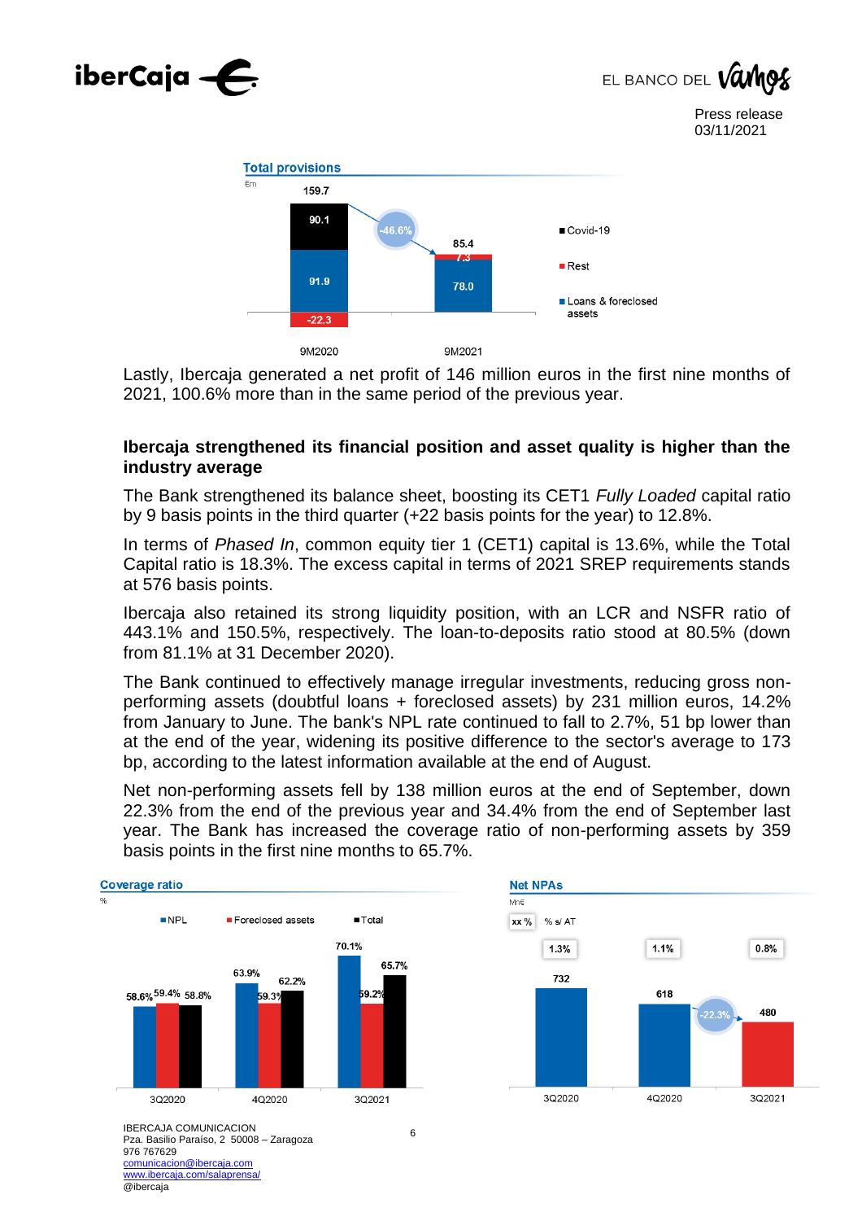**Total provisions**

€m

| | 9M2020 | 9M2021 |
|---|---|---|
| Covid-19 | 90.1 | |
| Rest | -22.3 | 7.3 |
| Loans & foreclosed assets | 91.9 | 78.0 |
| Total | 159.7 | 85.4 |

-46.6%

Lastly, Ibercaja generated a net profit of 146 million euros in the first nine months of 2021, 100.6% more than in the same period of the previous year.

**Ibercaja strengthened its financial position and asset quality is higher than the industry average**

The Bank strengthened its balance sheet, boosting its CET1 *Fully Loaded* capital ratio by 9 basis points in the third quarter (+22 basis points for the year) to 12.8%.

In terms of *Phased In*, common equity tier 1 (CET1) capital is 13.6%, while the Total Capital ratio is 18.3%. The excess capital in terms of 2021 SREP requirements stands at 576 basis points.

Ibercaja also retained its strong liquidity position, with an LCR and NSFR ratio of 443.1% and 150.5%, respectively. The loan-to-deposits ratio stood at 80.5% (down from 81.1% at 31 December 2020).

The Bank continued to effectively manage irregular investments, reducing gross non-performing assets (doubtful loans + foreclosed assets) by 231 million euros, 14.2% from January to June. The bank's NPL rate continued to fall to 2.7%, 51 bp lower than at the end of the year, widening its positive difference to the sector's average to 173 bp, according to the latest information available at the end of August.

Net non-performing assets fell by 138 million euros at the end of September, down 22.3% from the end of the previous year and 34.4% from the end of September last year. The Bank has increased the coverage ratio of non-performing assets by 359 basis points in the first nine months to 65.7%.

**Coverage ratio**

%

| | 3Q2020 | 4Q2020 | 3Q2021 |
|---|---|---|---|
| NPL | 58.6% | 63.9% | 70.1% |
| Foreclosed assets | 59.4% | 59.3% | 59.2% |
| Total | 58.8% | 62.2% | 65.7% |

**Net NPAs**

Mn€

| | 3Q2020 | 4Q2020 | 3Q2021 |
|---|---|---|---|
| Net NPAs | 732 | 618 | 480 |
| % s/ AT | 1.3% | 1.1% | 0.8% |

-22.3%

IBERCAJA COMUNICACION
Pza. Basilio Paraíso, 2 50008 – Zaragoza
976 767629
comunicacion@ibercaja.com
www.ibercaja.com/salaprensa/
@ibercaja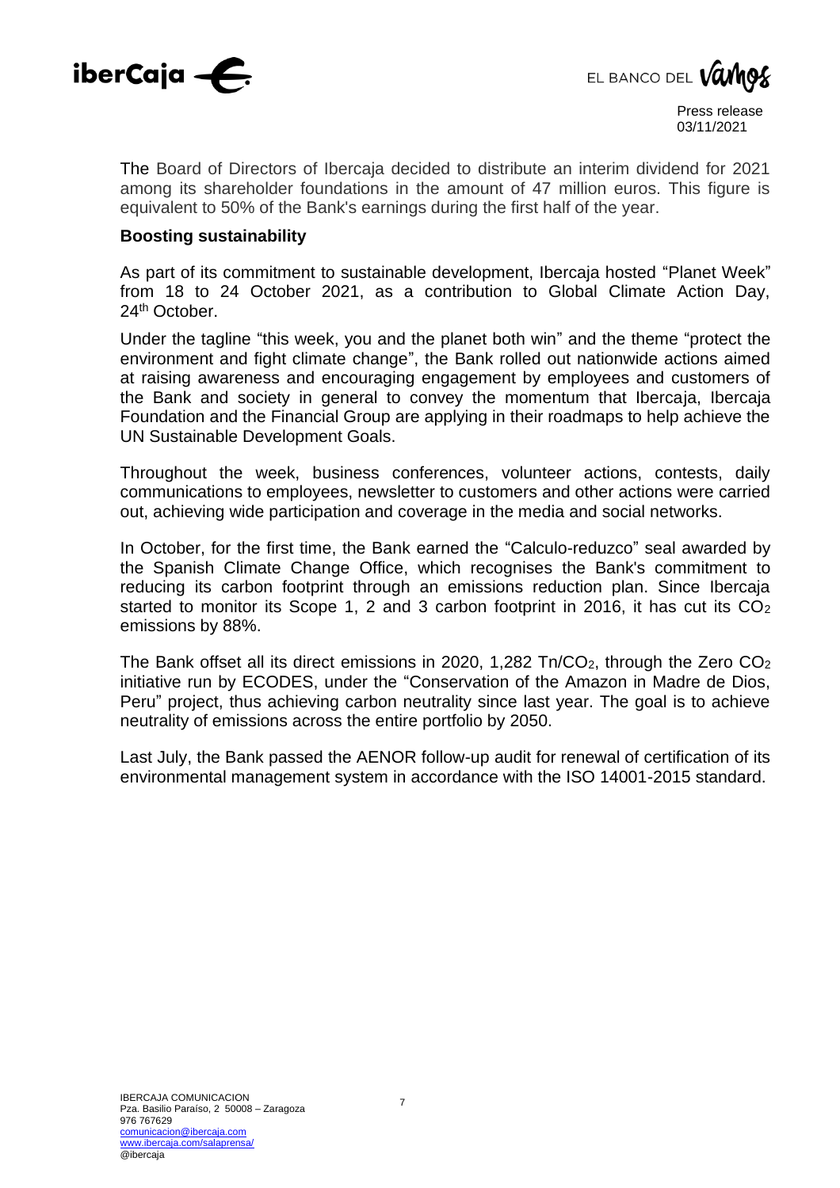The Board of Directors of Ibercaja decided to distribute an interim dividend for 2021 among its shareholder foundations in the amount of 47 million euros. This figure is equivalent to 50% of the Bank's earnings during the first half of the year.

**Boosting sustainability**

As part of its commitment to sustainable development, Ibercaja hosted "Planet Week" from 18 to 24 October 2021, as a contribution to Global Climate Action Day, 24th October.

Under the tagline "this week, you and the planet both win" and the theme "protect the environment and fight climate change", the Bank rolled out nationwide actions aimed at raising awareness and encouraging engagement by employees and customers of the Bank and society in general to convey the momentum that Ibercaja, Ibercaja Foundation and the Financial Group are applying in their roadmaps to help achieve the UN Sustainable Development Goals.

Throughout the week, business conferences, volunteer actions, contests, daily communications to employees, newsletter to customers and other actions were carried out, achieving wide participation and coverage in the media and social networks.

In October, for the first time, the Bank earned the "Calculo-reduzco" seal awarded by the Spanish Climate Change Office, which recognises the Bank's commitment to reducing its carbon footprint through an emissions reduction plan. Since Ibercaja started to monitor its Scope 1, 2 and 3 carbon footprint in 2016, it has cut its $CO_2$ emissions by 88%.

The Bank offset all its direct emissions in 2020, 1,282 Tn/$CO_2$, through the Zero $CO_2$ initiative run by ECODES, under the "Conservation of the Amazon in Madre de Dios, Peru" project, thus achieving carbon neutrality since last year. The goal is to achieve neutrality of emissions across the entire portfolio by 2050.

Last July, the Bank passed the AENOR follow-up audit for renewal of certification of its environmental management system in accordance with the ISO 14001-2015 standard.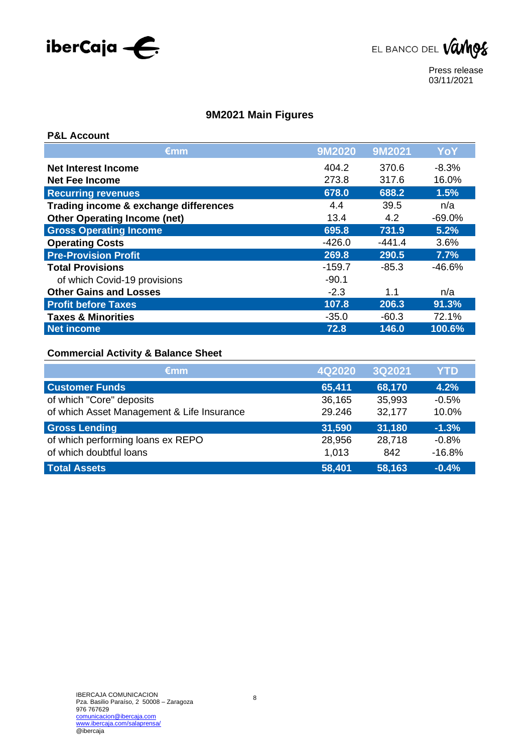Press release
03/11/2021

## 9M2021 Main Figures

### P&L Account

| €mm | 9M2020 | 9M2021 | YoY |
|---|---|---|---|
| **Net Interest Income** | 404.2 | 370.6 | -8.3% |
| **Net Fee Income** | 273.8 | 317.6 | 16.0% |
| **Recurring revenues** | **678.0** | **688.2** | **1.5%** |
| **Trading income & exchange differences** | 4.4 | 39.5 | n/a |
| **Other Operating Income (net)** | 13.4 | 4.2 | -69.0% |
| **Gross Operating Income** | **695.8** | **731.9** | **5.2%** |
| **Operating Costs** | -426.0 | -441.4 | 3.6% |
| **Pre-Provision Profit** | **269.8** | **290.5** | **7.7%** |
| **Total Provisions** | -159.7 | -85.3 | -46.6% |
| of which Covid-19 provisions | -90.1 | | |
| **Other Gains and Losses** | -2.3 | 1.1 | n/a |
| **Profit before Taxes** | **107.8** | **206.3** | **91.3%** |
| **Taxes & Minorities** | -35.0 | -60.3 | 72.1% |
| **Net income** | **72.8** | **146.0** | **100.6%** |

### Commercial Activity & Balance Sheet

| €mm | 4Q2020 | 3Q2021 | YTD |
|---|---|---|---|
| **Customer Funds** | **65,411** | **68,170** | **4.2%** |
| of which "Core" deposits | 36,165 | 35,993 | -0.5% |
| of which Asset Management & Life Insurance | 29.246 | 32,177 | 10.0% |
| **Gross Lending** | **31,590** | **31,180** | **-1.3%** |
| of which performing loans ex REPO | 28,956 | 28,718 | -0.8% |
| of which doubtful loans | 1,013 | 842 | -16.8% |
| **Total Assets** | **58,401** | **58,163** | **-0.4%** |

IBERCAJA COMUNICACION
Pza. Basilio Paraíso, 2 50008 – Zaragoza
976 767629
comunicacion@ibercaja.com
www.ibercaja.com/salaprensa/
@ibercaja